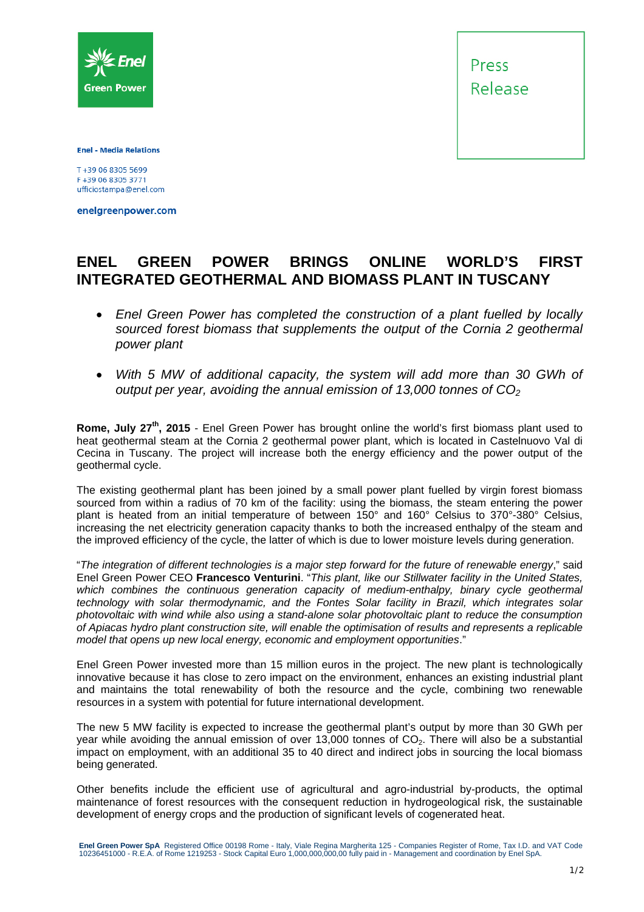Enel Green Power

Press Release

**Enel - Media Relations**

T +39 06 8305 5699
F +39 06 8305 3771
ufficiostampa@enel.com

**enelgreenpower.com**

# ENEL GREEN POWER BRINGS ONLINE WORLD'S FIRST INTEGRATED GEOTHERMAL AND BIOMASS PLANT IN TUSCANY

- *Enel Green Power has completed the construction of a plant fuelled by locally sourced forest biomass that supplements the output of the Cornia 2 geothermal power plant*
- *With 5 MW of additional capacity, the system will add more than 30 GWh of output per year, avoiding the annual emission of 13,000 tonnes of $CO_2$*

**Rome, July 27th, 2015** - Enel Green Power has brought online the world's first biomass plant used to heat geothermal steam at the Cornia 2 geothermal power plant, which is located in Castelnuovo Val di Cecina in Tuscany. The project will increase both the energy efficiency and the power output of the geothermal cycle.

The existing geothermal plant has been joined by a small power plant fuelled by virgin forest biomass sourced from within a radius of 70 km of the facility: using the biomass, the steam entering the power plant is heated from an initial temperature of between 150° and 160° Celsius to 370°-380° Celsius, increasing the net electricity generation capacity thanks to both the increased enthalpy of the steam and the improved efficiency of the cycle, the latter of which is due to lower moisture levels during generation.

"*The integration of different technologies is a major step forward for the future of renewable energy*," said Enel Green Power CEO **Francesco Venturini**. "*This plant, like our Stillwater facility in the United States, which combines the continuous generation capacity of medium-enthalpy, binary cycle geothermal technology with solar thermodynamic, and the Fontes Solar facility in Brazil, which integrates solar photovoltaic with wind while also using a stand-alone solar photovoltaic plant to reduce the consumption of Apiacas hydro plant construction site, will enable the optimisation of results and represents a replicable model that opens up new local energy, economic and employment opportunities*."

Enel Green Power invested more than 15 million euros in the project. The new plant is technologically innovative because it has close to zero impact on the environment, enhances an existing industrial plant and maintains the total renewability of both the resource and the cycle, combining two renewable resources in a system with potential for future international development.

The new 5 MW facility is expected to increase the geothermal plant's output by more than 30 GWh per year while avoiding the annual emission of over 13,000 tonnes of $CO_2$. There will also be a substantial impact on employment, with an additional 35 to 40 direct and indirect jobs in sourcing the local biomass being generated.

Other benefits include the efficient use of agricultural and agro-industrial by-products, the optimal maintenance of forest resources with the consequent reduction in hydrogeological risk, the sustainable development of energy crops and the production of significant levels of cogenerated heat.

**Enel Green Power SpA** Registered Office 00198 Rome - Italy, Viale Regina Margherita 125 - Companies Register of Rome, Tax I.D. and VAT Code 10236451000 - R.E.A. of Rome 1219253 - Stock Capital Euro 1,000,000,000,00 fully paid in - Management and coordination by Enel SpA.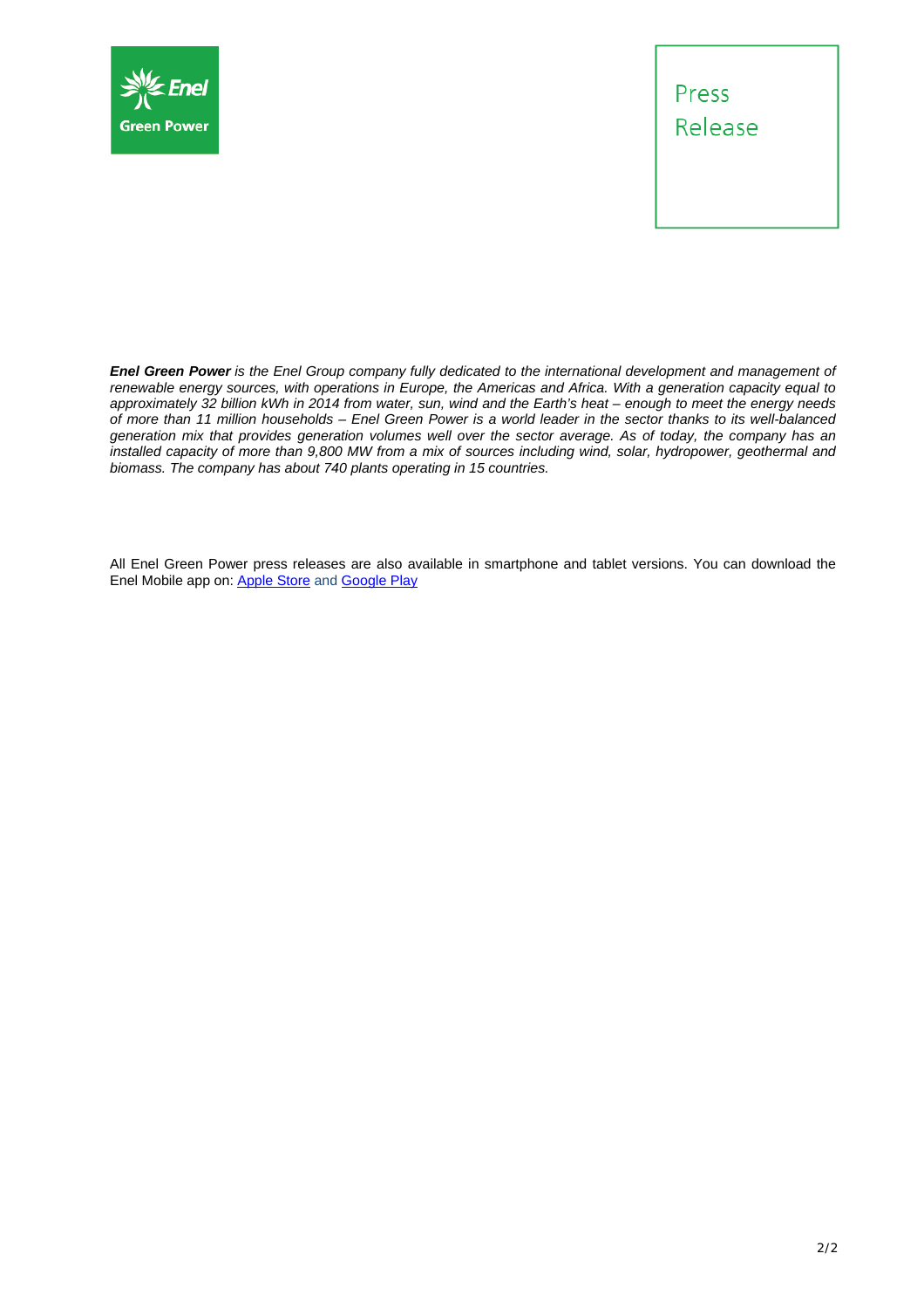***Enel Green Power*** *is the Enel Group company fully dedicated to the international development and management of renewable energy sources, with operations in Europe, the Americas and Africa. With a generation capacity equal to approximately 32 billion kWh in 2014 from water, sun, wind and the Earth's heat – enough to meet the energy needs of more than 11 million households – Enel Green Power is a world leader in the sector thanks to its well-balanced generation mix that provides generation volumes well over the sector average. As of today, the company has an installed capacity of more than 9,800 MW from a mix of sources including wind, solar, hydropower, geothermal and biomass. The company has about 740 plants operating in 15 countries.*

All Enel Green Power press releases are also available in smartphone and tablet versions. You can download the Enel Mobile app on: Apple Store and Google Play